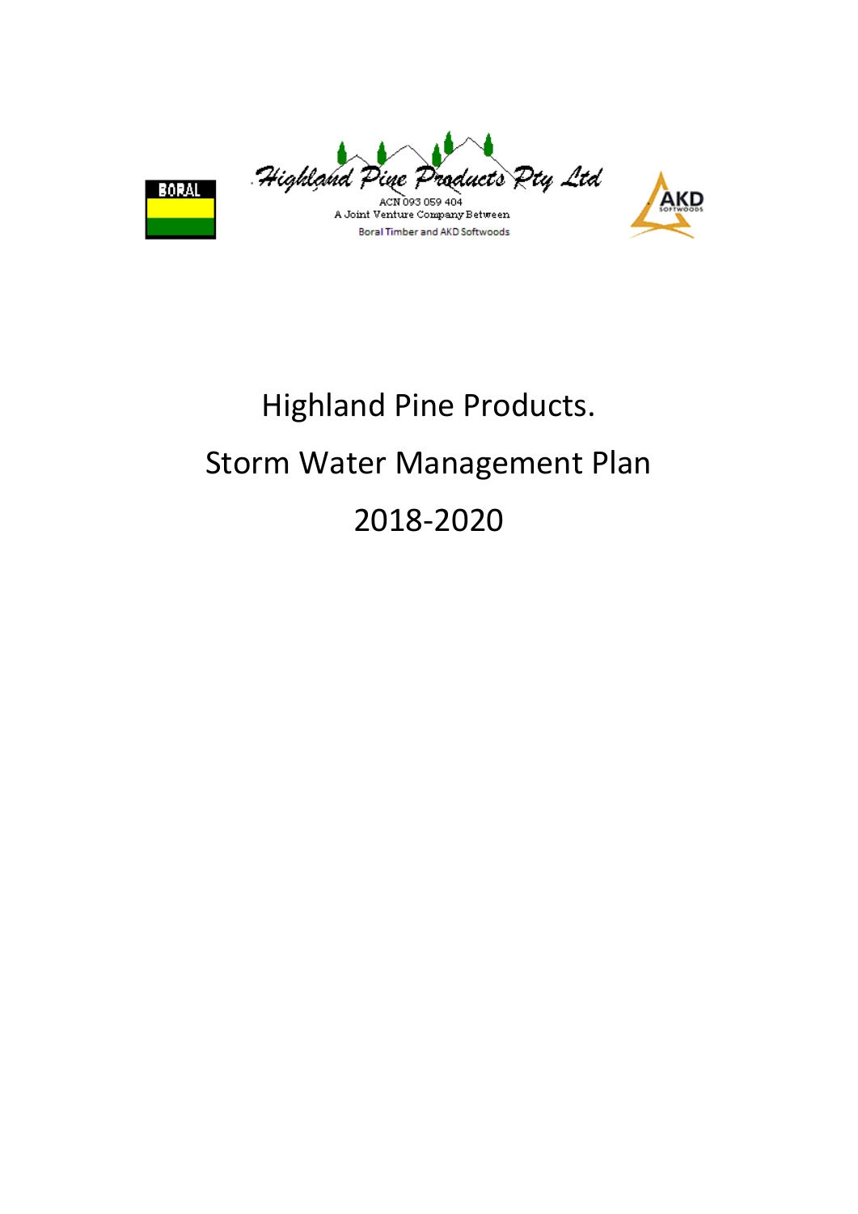BORAL

Highland Pine Products Pty Ltd

ACN 093 059 404

A Joint Venture Company Between

Boral Timber and AKD Softwoods

AKD SOFTWOODS

# Highland Pine Products.

# Storm Water Management Plan

# 2018-2020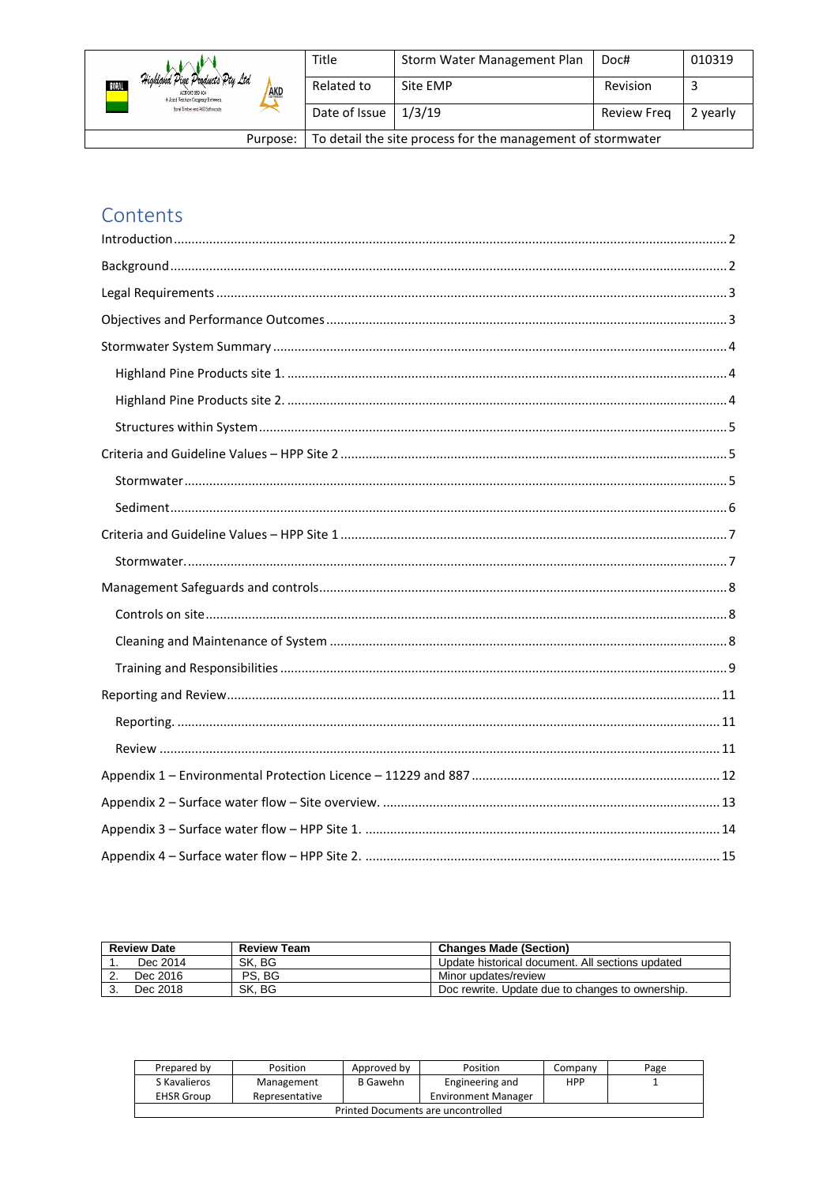| Highland Pine Products Pty Ltd | Title | Storm Water Management Plan | Doc# | 010319 |
|---|---|---|---|---|
| | Related to | Site EMP | Revision | 3 |
| | Date of Issue | 1/3/19 | Review Freq | 2 yearly |
| Purpose: | To detail the site process for the management of stormwater | | | |

# Contents

Introduction ..... 2

Background ..... 2

Legal Requirements ..... 3

Objectives and Performance Outcomes ..... 3

Stormwater System Summary ..... 4

- Highland Pine Products site 1. ..... 4
- Highland Pine Products site 2. ..... 4
- Structures within System ..... 5

Criteria and Guideline Values – HPP Site 2 ..... 5

- Stormwater ..... 5
- Sediment ..... 6

Criteria and Guideline Values – HPP Site 1 ..... 7

- Stormwater. ..... 7

Management Safeguards and controls ..... 8

- Controls on site ..... 8
- Cleaning and Maintenance of System ..... 8
- Training and Responsibilities ..... 9

Reporting and Review ..... 11

- Reporting. ..... 11
- Review ..... 11

Appendix 1 – Environmental Protection Licence – 11229 and 887 ..... 12

Appendix 2 – Surface water flow – Site overview. ..... 13

Appendix 3 – Surface water flow – HPP Site 1. ..... 14

Appendix 4 – Surface water flow – HPP Site 2. ..... 15

| Review Date | Review Team | Changes Made (Section) |
|---|---|---|
| 1. Dec 2014 | SK, BG | Update historical document. All sections updated |
| 2. Dec 2016 | PS, BG | Minor updates/review |
| 3. Dec 2018 | SK, BG | Doc rewrite. Update due to changes to ownership. |

| Prepared by | Position | Approved by | Position | Company | Page |
|---|---|---|---|---|---|
| S Kavalieros EHSR Group | Management Representative | B Gawehn | Engineering and Environment Manager | HPP | 1 |
| Printed Documents are uncontrolled | | | | | |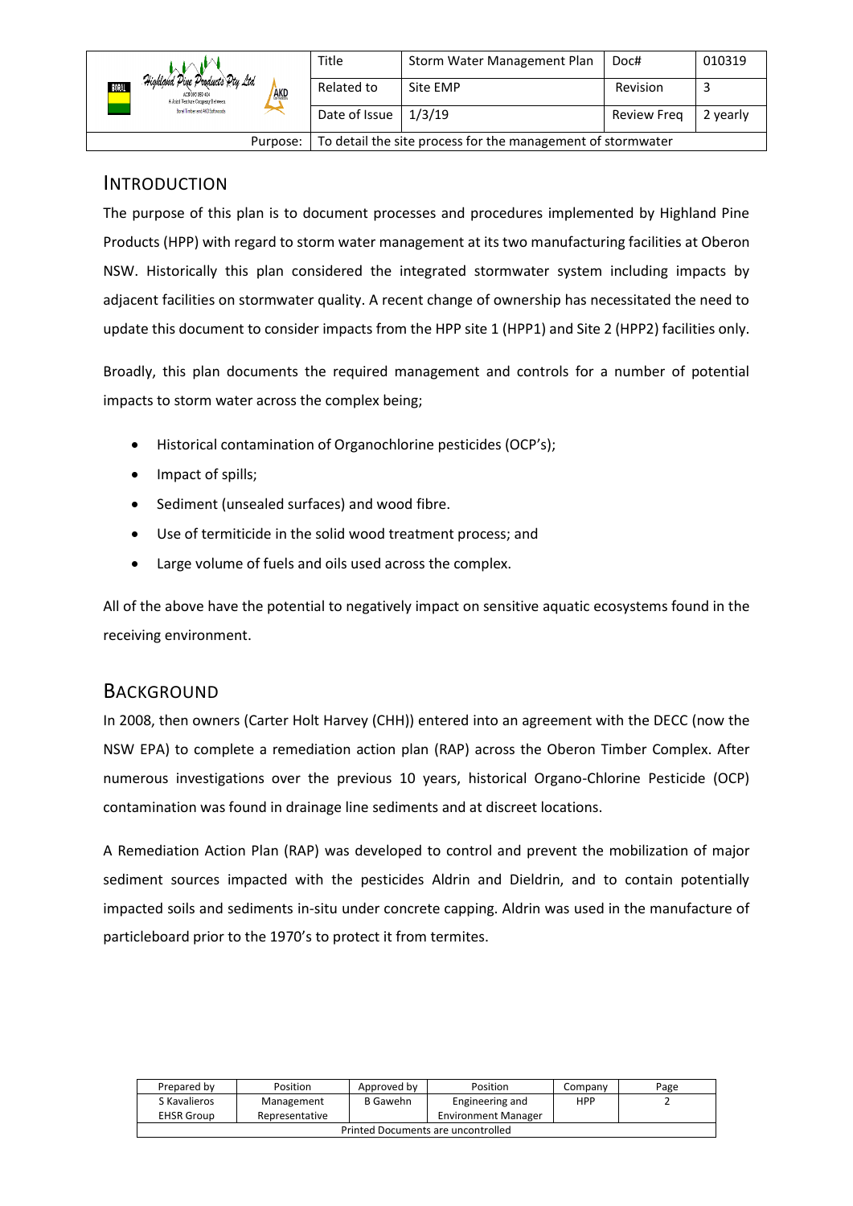# INTRODUCTION

The purpose of this plan is to document processes and procedures implemented by Highland Pine Products (HPP) with regard to storm water management at its two manufacturing facilities at Oberon NSW. Historically this plan considered the integrated stormwater system including impacts by adjacent facilities on stormwater quality. A recent change of ownership has necessitated the need to update this document to consider impacts from the HPP site 1 (HPP1) and Site 2 (HPP2) facilities only.

Broadly, this plan documents the required management and controls for a number of potential impacts to storm water across the complex being;

- Historical contamination of Organochlorine pesticides (OCP's);
- Impact of spills;
- Sediment (unsealed surfaces) and wood fibre.
- Use of termiticide in the solid wood treatment process; and
- Large volume of fuels and oils used across the complex.

All of the above have the potential to negatively impact on sensitive aquatic ecosystems found in the receiving environment.

# BACKGROUND

In 2008, then owners (Carter Holt Harvey (CHH)) entered into an agreement with the DECC (now the NSW EPA) to complete a remediation action plan (RAP) across the Oberon Timber Complex. After numerous investigations over the previous 10 years, historical Organo-Chlorine Pesticide (OCP) contamination was found in drainage line sediments and at discreet locations.

A Remediation Action Plan (RAP) was developed to control and prevent the mobilization of major sediment sources impacted with the pesticides Aldrin and Dieldrin, and to contain potentially impacted soils and sediments in-situ under concrete capping. Aldrin was used in the manufacture of particleboard prior to the 1970's to protect it from termites.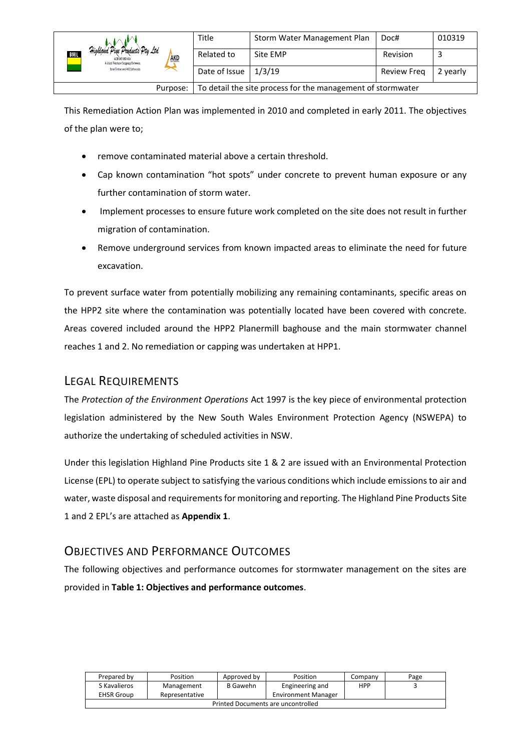This Remediation Action Plan was implemented in 2010 and completed in early 2011. The objectives of the plan were to;

- remove contaminated material above a certain threshold.
- Cap known contamination "hot spots" under concrete to prevent human exposure or any further contamination of storm water.
- Implement processes to ensure future work completed on the site does not result in further migration of contamination.
- Remove underground services from known impacted areas to eliminate the need for future excavation.

To prevent surface water from potentially mobilizing any remaining contaminants, specific areas on the HPP2 site where the contamination was potentially located have been covered with concrete. Areas covered included around the HPP2 Planermill baghouse and the main stormwater channel reaches 1 and 2. No remediation or capping was undertaken at HPP1.

## Legal Requirements

The *Protection of the Environment Operations* Act 1997 is the key piece of environmental protection legislation administered by the New South Wales Environment Protection Agency (NSWEPA) to authorize the undertaking of scheduled activities in NSW.

Under this legislation Highland Pine Products site 1 & 2 are issued with an Environmental Protection License (EPL) to operate subject to satisfying the various conditions which include emissions to air and water, waste disposal and requirements for monitoring and reporting. The Highland Pine Products Site 1 and 2 EPL's are attached as **Appendix 1**.

## Objectives and Performance Outcomes

The following objectives and performance outcomes for stormwater management on the sites are provided in **Table 1: Objectives and performance outcomes**.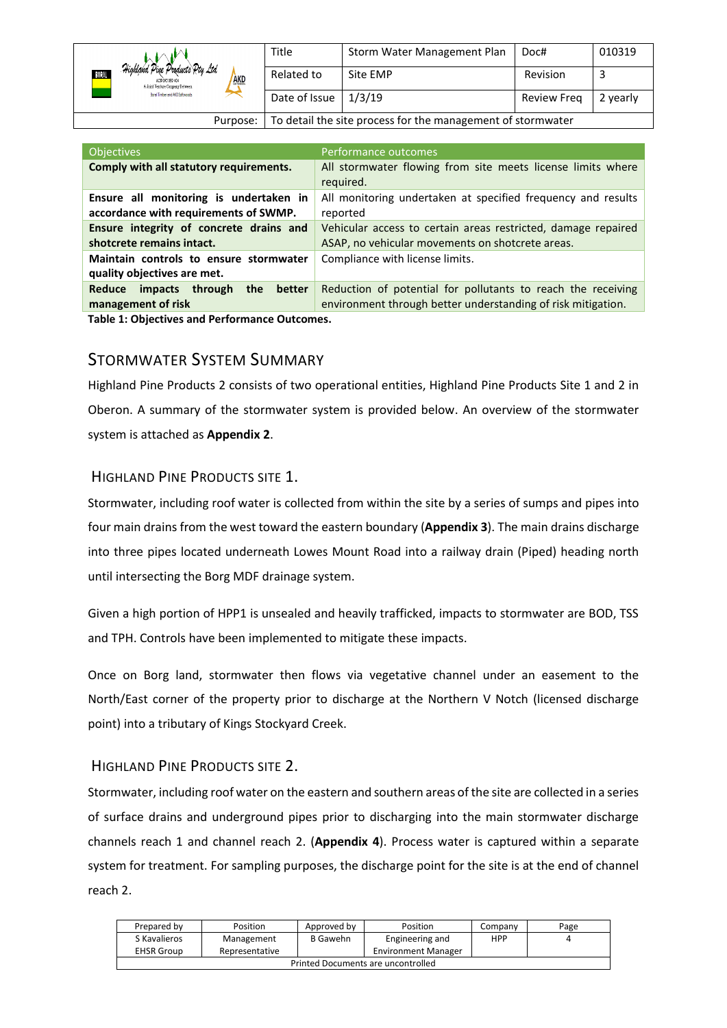| Title | Storm Water Management Plan | Doc# | 010319 |
|---|---|---|---|
| Related to | Site EMP | Revision | 3 |
| Date of Issue | 1/3/19 | Review Freq | 2 yearly |
| Purpose: | To detail the site process for the management of stormwater | | |

| Objectives | Performance outcomes |
|---|---|
| **Comply with all statutory requirements.** | All stormwater flowing from site meets license limits where required. |
| **Ensure all monitoring is undertaken in accordance with requirements of SWMP.** | All monitoring undertaken at specified frequency and results reported |
| **Ensure integrity of concrete drains and shotcrete remains intact.** | Vehicular access to certain areas restricted, damage repaired ASAP, no vehicular movements on shotcrete areas. |
| **Maintain controls to ensure stormwater quality objectives are met.** | Compliance with license limits. |
| **Reduce impacts through the better management of risk** | Reduction of potential for pollutants to reach the receiving environment through better understanding of risk mitigation. |

**Table 1: Objectives and Performance Outcomes.**

## Stormwater System Summary

Highland Pine Products 2 consists of two operational entities, Highland Pine Products Site 1 and 2 in Oberon. A summary of the stormwater system is provided below. An overview of the stormwater system is attached as **Appendix 2**.

### Highland Pine Products Site 1.

Stormwater, including roof water is collected from within the site by a series of sumps and pipes into four main drains from the west toward the eastern boundary (**Appendix 3**). The main drains discharge into three pipes located underneath Lowes Mount Road into a railway drain (Piped) heading north until intersecting the Borg MDF drainage system.

Given a high portion of HPP1 is unsealed and heavily trafficked, impacts to stormwater are BOD, TSS and TPH. Controls have been implemented to mitigate these impacts.

Once on Borg land, stormwater then flows via vegetative channel under an easement to the North/East corner of the property prior to discharge at the Northern V Notch (licensed discharge point) into a tributary of Kings Stockyard Creek.

### Highland Pine Products Site 2.

Stormwater, including roof water on the eastern and southern areas of the site are collected in a series of surface drains and underground pipes prior to discharging into the main stormwater discharge channels reach 1 and channel reach 2. (**Appendix 4**). Process water is captured within a separate system for treatment. For sampling purposes, the discharge point for the site is at the end of channel reach 2.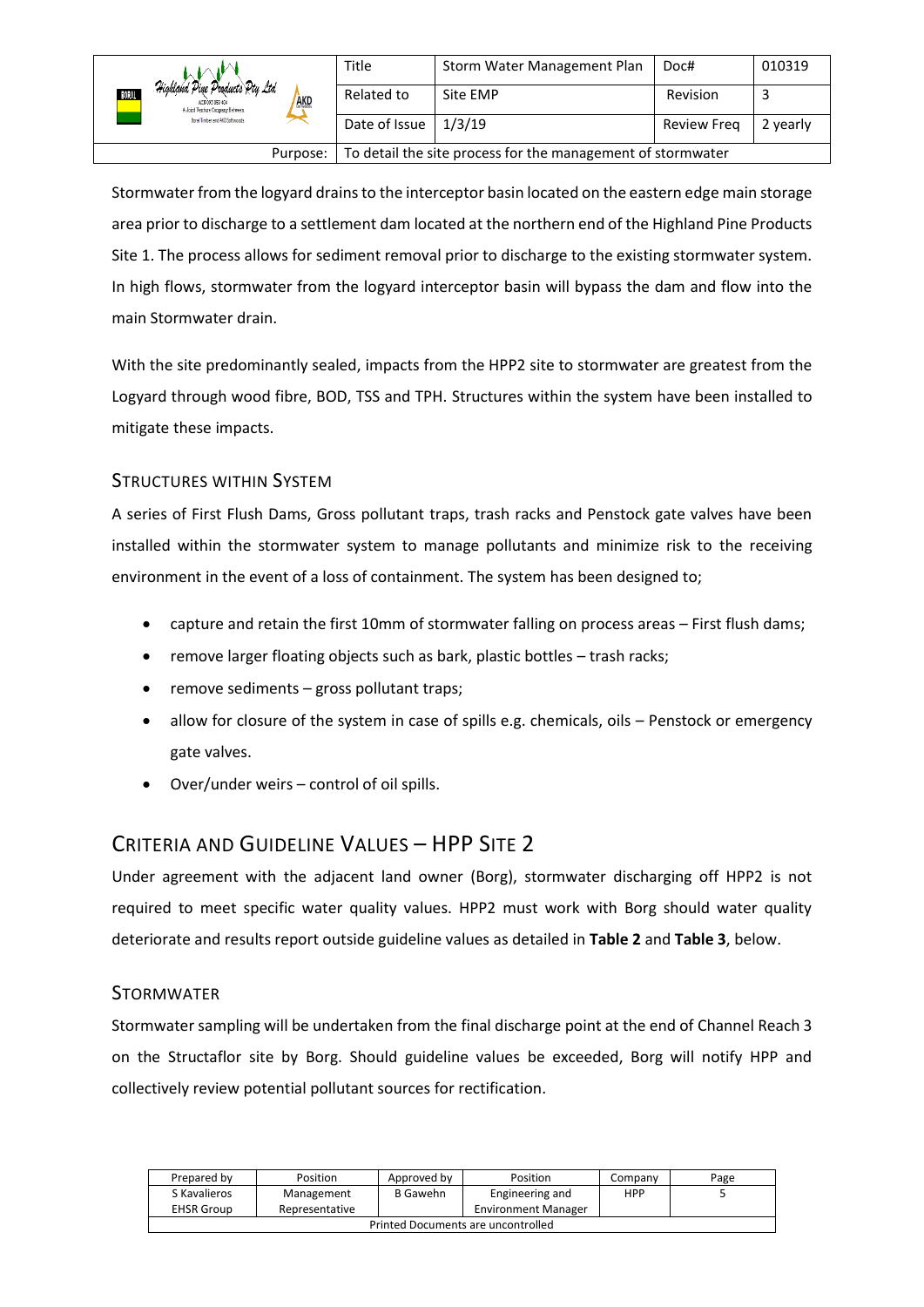Stormwater from the logyard drains to the interceptor basin located on the eastern edge main storage area prior to discharge to a settlement dam located at the northern end of the Highland Pine Products Site 1. The process allows for sediment removal prior to discharge to the existing stormwater system. In high flows, stormwater from the logyard interceptor basin will bypass the dam and flow into the main Stormwater drain.

With the site predominantly sealed, impacts from the HPP2 site to stormwater are greatest from the Logyard through wood fibre, BOD, TSS and TPH. Structures within the system have been installed to mitigate these impacts.

### Structures within System

A series of First Flush Dams, Gross pollutant traps, trash racks and Penstock gate valves have been installed within the stormwater system to manage pollutants and minimize risk to the receiving environment in the event of a loss of containment. The system has been designed to;

- capture and retain the first 10mm of stormwater falling on process areas – First flush dams;
- remove larger floating objects such as bark, plastic bottles – trash racks;
- remove sediments – gross pollutant traps;
- allow for closure of the system in case of spills e.g. chemicals, oils – Penstock or emergency gate valves.
- Over/under weirs – control of oil spills.

## Criteria and Guideline Values – HPP Site 2

Under agreement with the adjacent land owner (Borg), stormwater discharging off HPP2 is not required to meet specific water quality values. HPP2 must work with Borg should water quality deteriorate and results report outside guideline values as detailed in **Table 2** and **Table 3**, below.

### Stormwater

Stormwater sampling will be undertaken from the final discharge point at the end of Channel Reach 3 on the Structaflor site by Borg. Should guideline values be exceeded, Borg will notify HPP and collectively review potential pollutant sources for rectification.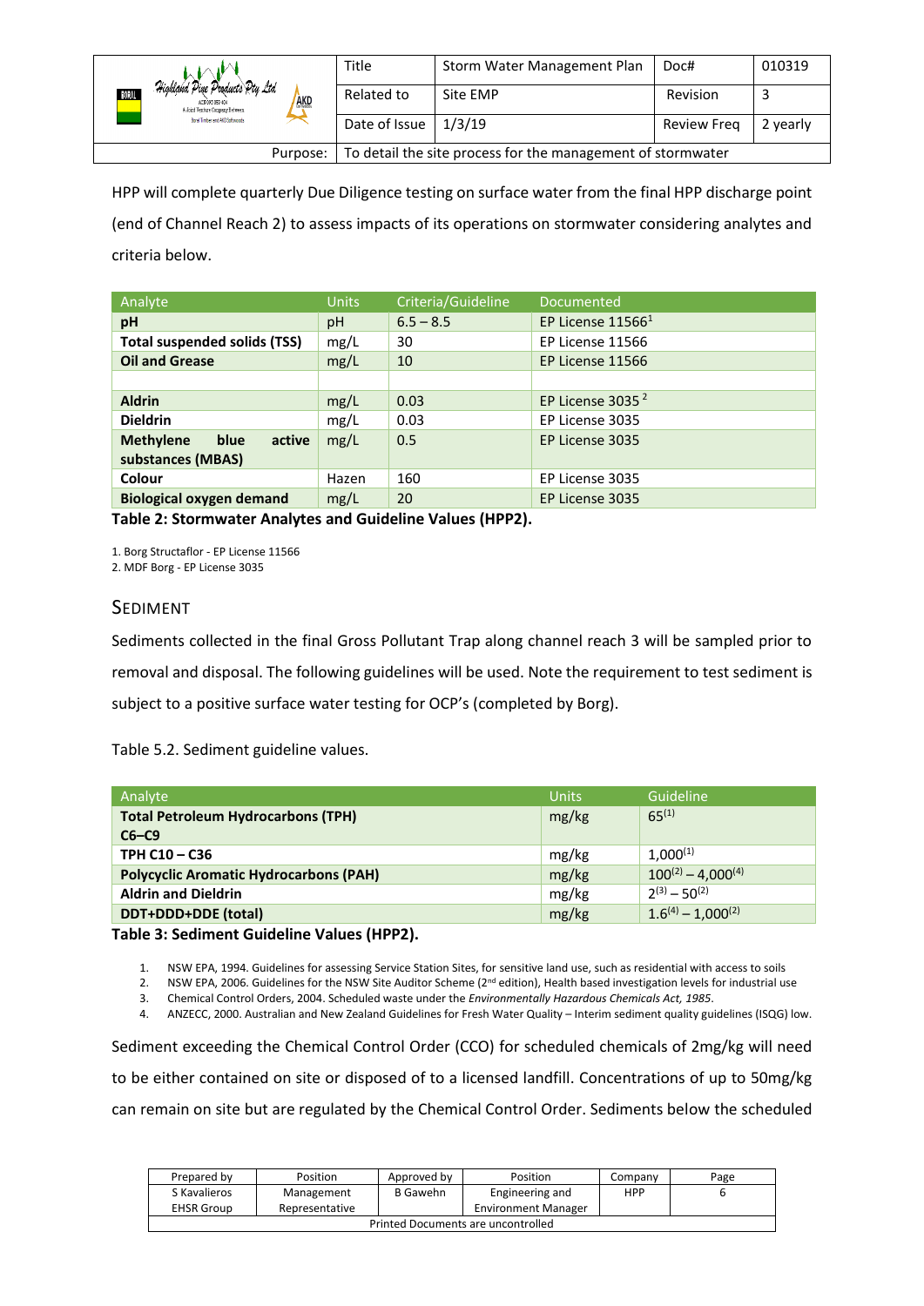HPP will complete quarterly Due Diligence testing on surface water from the final HPP discharge point (end of Channel Reach 2) to assess impacts of its operations on stormwater considering analytes and criteria below.

| Analyte | Units | Criteria/Guideline | Documented |
|---|---|---|---|
| **pH** | pH | 6.5 – 8.5 | EP License 11566[1] |
| **Total suspended solids (TSS)** | mg/L | 30 | EP License 11566 |
| **Oil and Grease** | mg/L | 10 | EP License 11566 |
| | | | |
| **Aldrin** | mg/L | 0.03 | EP License 3035 [2] |
| **Dieldrin** | mg/L | 0.03 | EP License 3035 |
| **Methylene blue active substances (MBAS)** | mg/L | 0.5 | EP License 3035 |
| **Colour** | Hazen | 160 | EP License 3035 |
| **Biological oxygen demand** | mg/L | 20 | EP License 3035 |

**Table 2: Stormwater Analytes and Guideline Values (HPP2).**

1. Borg Structaflor - EP License 11566
2. MDF Borg - EP License 3035

## Sediment

Sediments collected in the final Gross Pollutant Trap along channel reach 3 will be sampled prior to removal and disposal. The following guidelines will be used. Note the requirement to test sediment is subject to a positive surface water testing for OCP's (completed by Borg).

Table 5.2. Sediment guideline values.

| Analyte | Units | Guideline |
|---|---|---|
| **Total Petroleum Hydrocarbons (TPH) C6–C9** | mg/kg | 65[(1)] |
| **TPH C10 – C36** | mg/kg | 1,000[(1)] |
| **Polycyclic Aromatic Hydrocarbons (PAH)** | mg/kg | 100[(2)] – 4,000[(4)] |
| **Aldrin and Dieldrin** | mg/kg | 2[(3)] – 50[(2)] |
| **DDT+DDD+DDE (total)** | mg/kg | 1.6[(4)] – 1,000[(2)] |

**Table 3: Sediment Guideline Values (HPP2).**

1. NSW EPA, 1994. Guidelines for assessing Service Station Sites, for sensitive land use, such as residential with access to soils
2. NSW EPA, 2006. Guidelines for the NSW Site Auditor Scheme (2nd edition), Health based investigation levels for industrial use
3. Chemical Control Orders, 2004. Scheduled waste under the *Environmentally Hazardous Chemicals Act, 1985*.
4. ANZECC, 2000. Australian and New Zealand Guidelines for Fresh Water Quality – Interim sediment quality guidelines (ISQG) low.

Sediment exceeding the Chemical Control Order (CCO) for scheduled chemicals of 2mg/kg will need to be either contained on site or disposed of to a licensed landfill. Concentrations of up to 50mg/kg can remain on site but are regulated by the Chemical Control Order. Sediments below the scheduled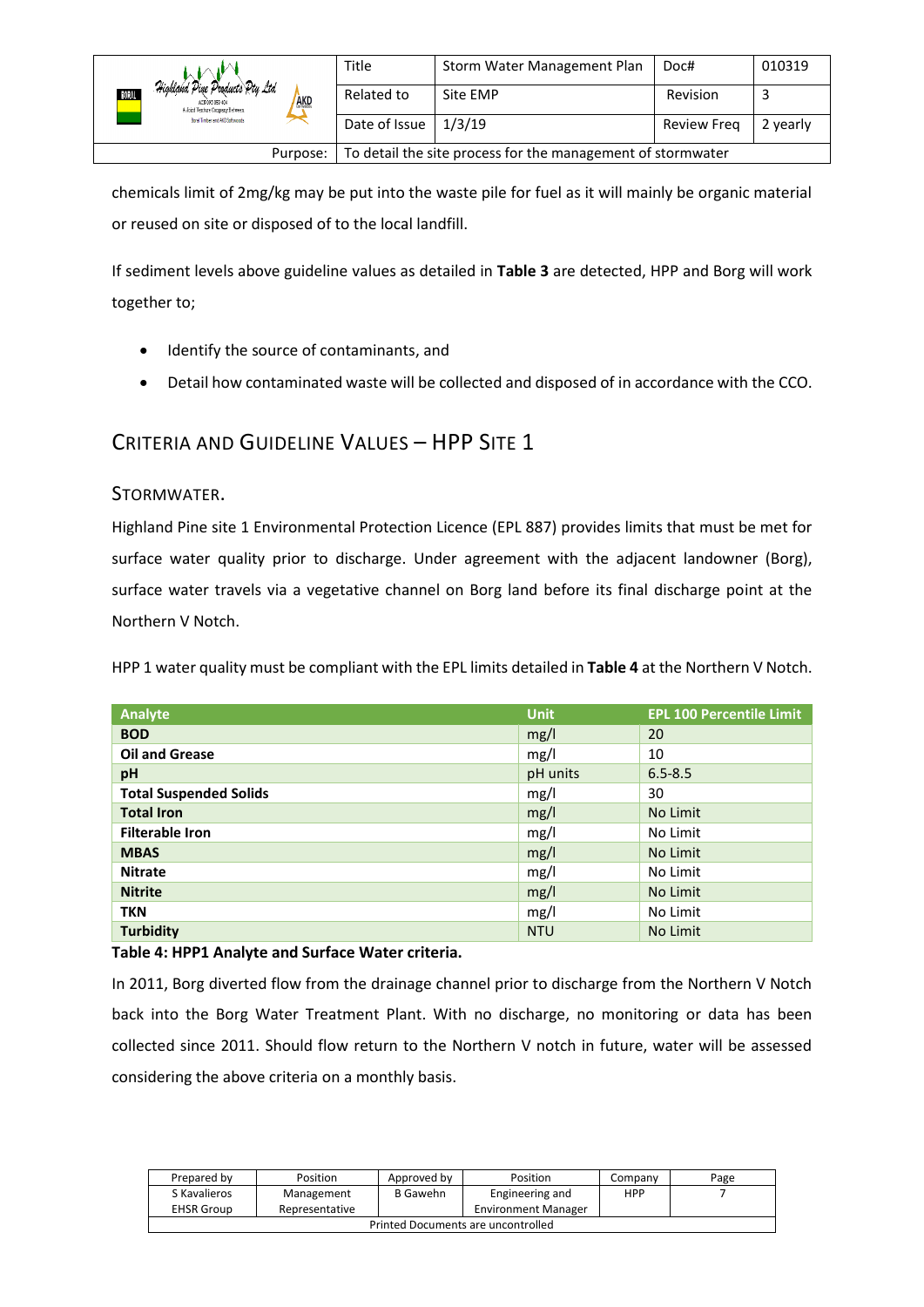chemicals limit of 2mg/kg may be put into the waste pile for fuel as it will mainly be organic material or reused on site or disposed of to the local landfill.

If sediment levels above guideline values as detailed in **Table 3** are detected, HPP and Borg will work together to;

- Identify the source of contaminants, and
- Detail how contaminated waste will be collected and disposed of in accordance with the CCO.

## Criteria and Guideline Values – HPP Site 1

### Stormwater.

Highland Pine site 1 Environmental Protection Licence (EPL 887) provides limits that must be met for surface water quality prior to discharge. Under agreement with the adjacent landowner (Borg), surface water travels via a vegetative channel on Borg land before its final discharge point at the Northern V Notch.

HPP 1 water quality must be compliant with the EPL limits detailed in **Table 4** at the Northern V Notch.

| Analyte | Unit | EPL 100 Percentile Limit |
|---|---|---|
| **BOD** | mg/l | 20 |
| **Oil and Grease** | mg/l | 10 |
| **pH** | pH units | 6.5-8.5 |
| **Total Suspended Solids** | mg/l | 30 |
| **Total Iron** | mg/l | No Limit |
| **Filterable Iron** | mg/l | No Limit |
| **MBAS** | mg/l | No Limit |
| **Nitrate** | mg/l | No Limit |
| **Nitrite** | mg/l | No Limit |
| **TKN** | mg/l | No Limit |
| **Turbidity** | NTU | No Limit |

**Table 4: HPP1 Analyte and Surface Water criteria.**

In 2011, Borg diverted flow from the drainage channel prior to discharge from the Northern V Notch back into the Borg Water Treatment Plant. With no discharge, no monitoring or data has been collected since 2011. Should flow return to the Northern V notch in future, water will be assessed considering the above criteria on a monthly basis.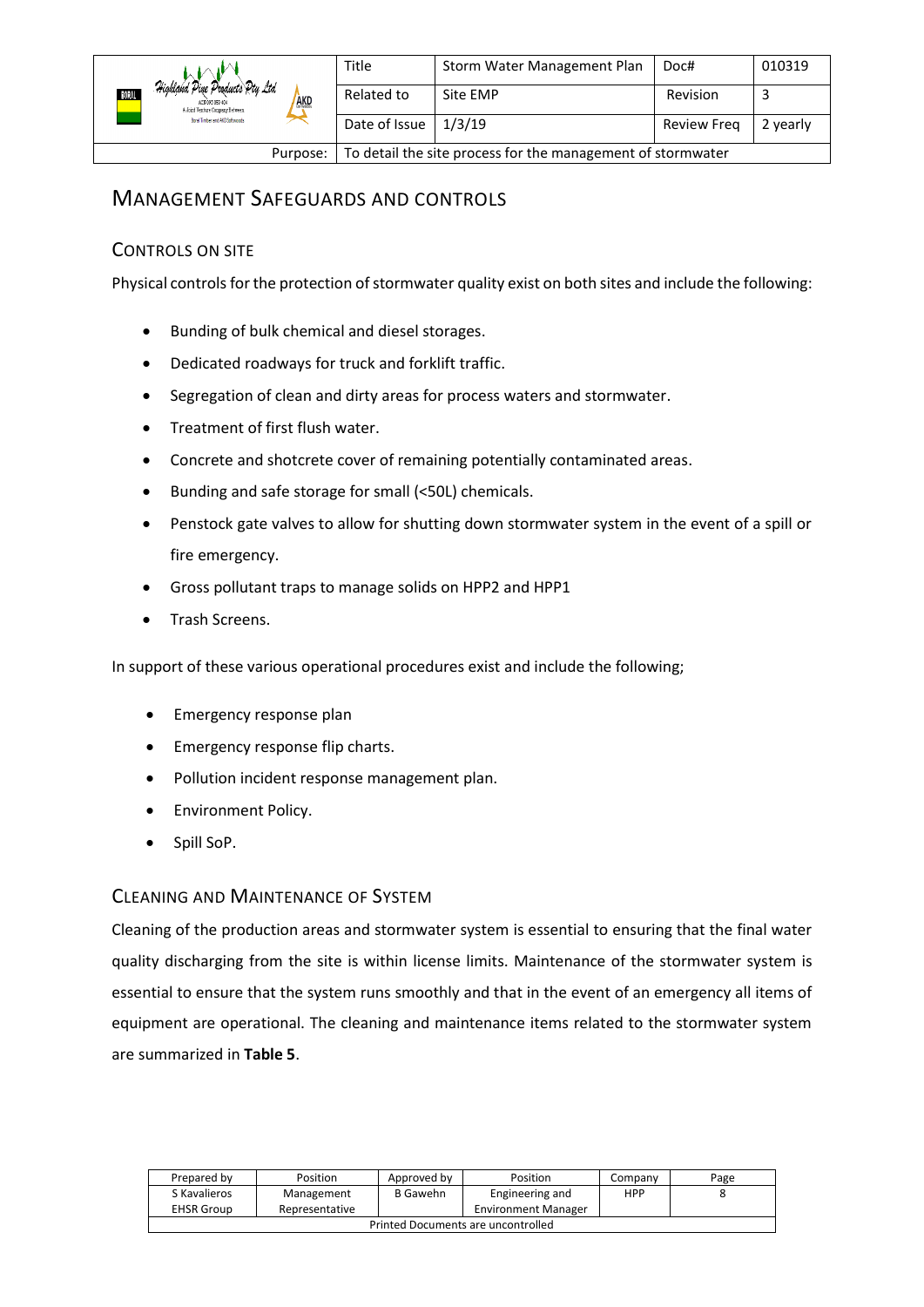## Management Safeguards and Controls

### Controls on Site

Physical controls for the protection of stormwater quality exist on both sites and include the following:

- Bunding of bulk chemical and diesel storages.
- Dedicated roadways for truck and forklift traffic.
- Segregation of clean and dirty areas for process waters and stormwater.
- Treatment of first flush water.
- Concrete and shotcrete cover of remaining potentially contaminated areas.
- Bunding and safe storage for small (<50L) chemicals.
- Penstock gate valves to allow for shutting down stormwater system in the event of a spill or fire emergency.
- Gross pollutant traps to manage solids on HPP2 and HPP1
- Trash Screens.

In support of these various operational procedures exist and include the following;

- Emergency response plan
- Emergency response flip charts.
- Pollution incident response management plan.
- Environment Policy.
- Spill SoP.

### Cleaning and Maintenance of System

Cleaning of the production areas and stormwater system is essential to ensuring that the final water quality discharging from the site is within license limits. Maintenance of the stormwater system is essential to ensure that the system runs smoothly and that in the event of an emergency all items of equipment are operational. The cleaning and maintenance items related to the stormwater system are summarized in **Table 5**.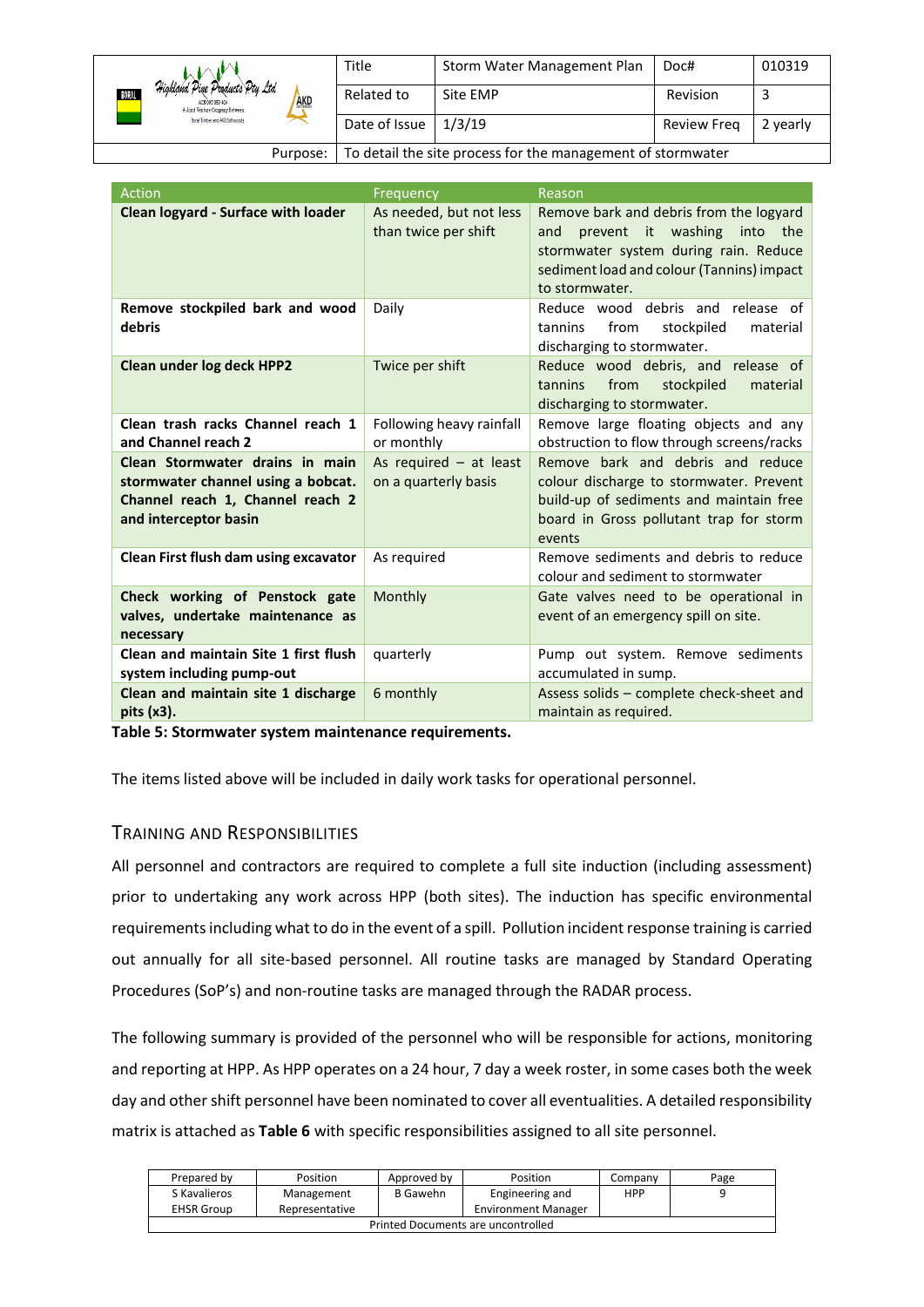| Action | Frequency | Reason |
|---|---|---|
| **Clean logyard - Surface with loader** | As needed, but not less than twice per shift | Remove bark and debris from the logyard and prevent it washing into the stormwater system during rain. Reduce sediment load and colour (Tannins) impact to stormwater. |
| **Remove stockpiled bark and wood debris** | Daily | Reduce wood debris and release of tannins from stockpiled material discharging to stormwater. |
| **Clean under log deck HPP2** | Twice per shift | Reduce wood debris, and release of tannins from stockpiled material discharging to stormwater. |
| **Clean trash racks Channel reach 1 and Channel reach 2** | Following heavy rainfall or monthly | Remove large floating objects and any obstruction to flow through screens/racks |
| **Clean Stormwater drains in main stormwater channel using a bobcat. Channel reach 1, Channel reach 2 and interceptor basin** | As required – at least on a quarterly basis | Remove bark and debris and reduce colour discharge to stormwater. Prevent build-up of sediments and maintain free board in Gross pollutant trap for storm events |
| **Clean First flush dam using excavator** | As required | Remove sediments and debris to reduce colour and sediment to stormwater |
| **Check working of Penstock gate valves, undertake maintenance as necessary** | Monthly | Gate valves need to be operational in event of an emergency spill on site. |
| **Clean and maintain Site 1 first flush system including pump-out** | quarterly | Pump out system. Remove sediments accumulated in sump. |
| **Clean and maintain site 1 discharge pits (x3).** | 6 monthly | Assess solids – complete check-sheet and maintain as required. |

**Table 5: Stormwater system maintenance requirements.**

The items listed above will be included in daily work tasks for operational personnel.

## Training and Responsibilities

All personnel and contractors are required to complete a full site induction (including assessment) prior to undertaking any work across HPP (both sites). The induction has specific environmental requirements including what to do in the event of a spill. Pollution incident response training is carried out annually for all site-based personnel. All routine tasks are managed by Standard Operating Procedures (SoP's) and non-routine tasks are managed through the RADAR process.

The following summary is provided of the personnel who will be responsible for actions, monitoring and reporting at HPP. As HPP operates on a 24 hour, 7 day a week roster, in some cases both the week day and other shift personnel have been nominated to cover all eventualities. A detailed responsibility matrix is attached as **Table 6** with specific responsibilities assigned to all site personnel.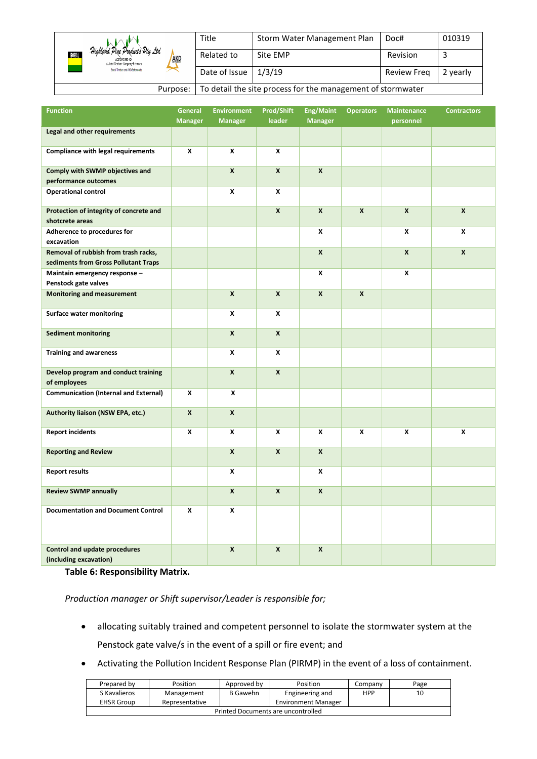| Function | General Manager | Environment Manager | Prod/Shift leader | Eng/Maint Manager | Operators | Maintenance personnel | Contractors |
|---|---|---|---|---|---|---|---|
| **Legal and other requirements** | | | | | | | |
| **Compliance with legal requirements** | X | X | X | | | | |
| **Comply with SWMP objectives and performance outcomes** | | X | X | X | | | |
| **Operational control** | | X | X | | | | |
| **Protection of integrity of concrete and shotcrete areas** | | | X | X | X | X | X |
| **Adherence to procedures for excavation** | | | | X | | X | X |
| **Removal of rubbish from trash racks, sediments from Gross Pollutant Traps** | | | | X | | X | X |
| **Maintain emergency response – Penstock gate valves** | | | | X | | X | |
| **Monitoring and measurement** | | X | X | X | X | | |
| **Surface water monitoring** | | X | X | | | | |
| **Sediment monitoring** | | X | X | | | | |
| **Training and awareness** | | X | X | | | | |
| **Develop program and conduct training of employees** | | X | X | | | | |
| **Communication (Internal and External)** | X | X | | | | | |
| **Authority liaison (NSW EPA, etc.)** | X | X | | | | | |
| **Report incidents** | X | X | X | X | X | X | X |
| **Reporting and Review** | | X | X | X | | | |
| **Report results** | | X | | X | | | |
| **Review SWMP annually** | | X | X | X | | | |
| **Documentation and Document Control** | X | X | | | | | |
| **Control and update procedures (including excavation)** | | X | X | X | | | |

**Table 6: Responsibility Matrix.**

*Production manager or Shift supervisor/Leader is responsible for;*

- allocating suitably trained and competent personnel to isolate the stormwater system at the Penstock gate valve/s in the event of a spill or fire event; and
- Activating the Pollution Incident Response Plan (PIRMP) in the event of a loss of containment.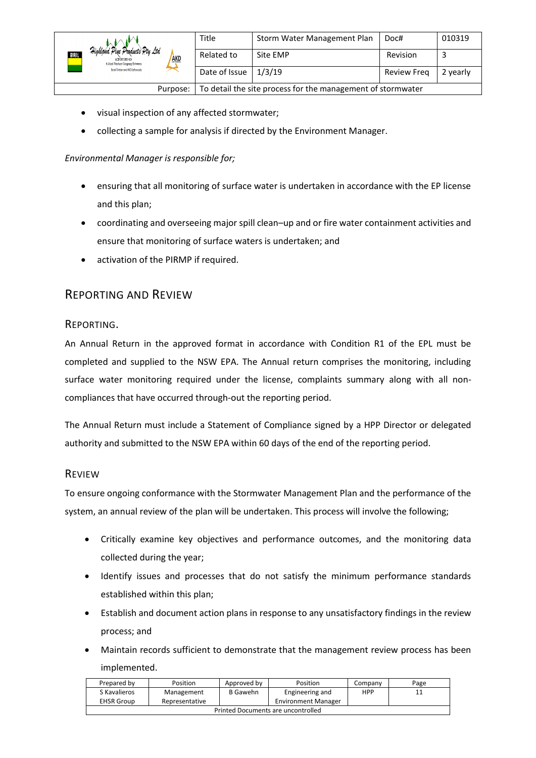- visual inspection of any affected stormwater;
- collecting a sample for analysis if directed by the Environment Manager.

*Environmental Manager is responsible for;*

- ensuring that all monitoring of surface water is undertaken in accordance with the EP license and this plan;
- coordinating and overseeing major spill clean–up and or fire water containment activities and ensure that monitoring of surface waters is undertaken; and
- activation of the PIRMP if required.

## Reporting and Review

### Reporting.

An Annual Return in the approved format in accordance with Condition R1 of the EPL must be completed and supplied to the NSW EPA. The Annual return comprises the monitoring, including surface water monitoring required under the license, complaints summary along with all non-compliances that have occurred through-out the reporting period.

The Annual Return must include a Statement of Compliance signed by a HPP Director or delegated authority and submitted to the NSW EPA within 60 days of the end of the reporting period.

### Review

To ensure ongoing conformance with the Stormwater Management Plan and the performance of the system, an annual review of the plan will be undertaken. This process will involve the following;

- Critically examine key objectives and performance outcomes, and the monitoring data collected during the year;
- Identify issues and processes that do not satisfy the minimum performance standards established within this plan;
- Establish and document action plans in response to any unsatisfactory findings in the review process; and
- Maintain records sufficient to demonstrate that the management review process has been implemented.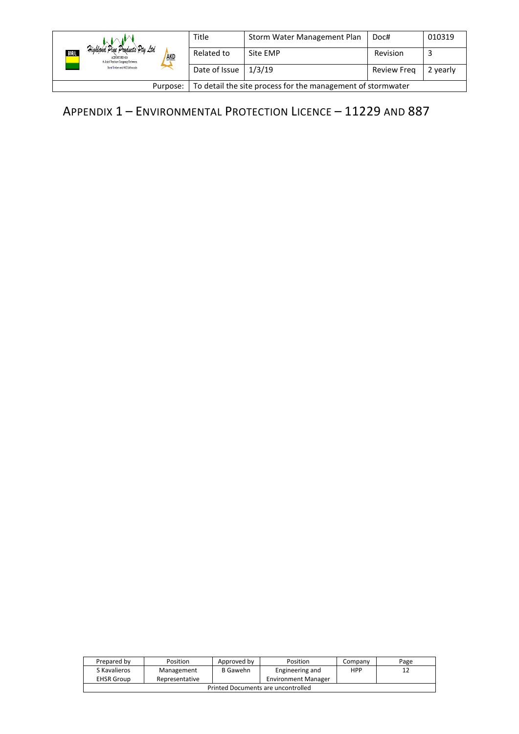# Appendix 1 – Environmental Protection Licence – 11229 and 887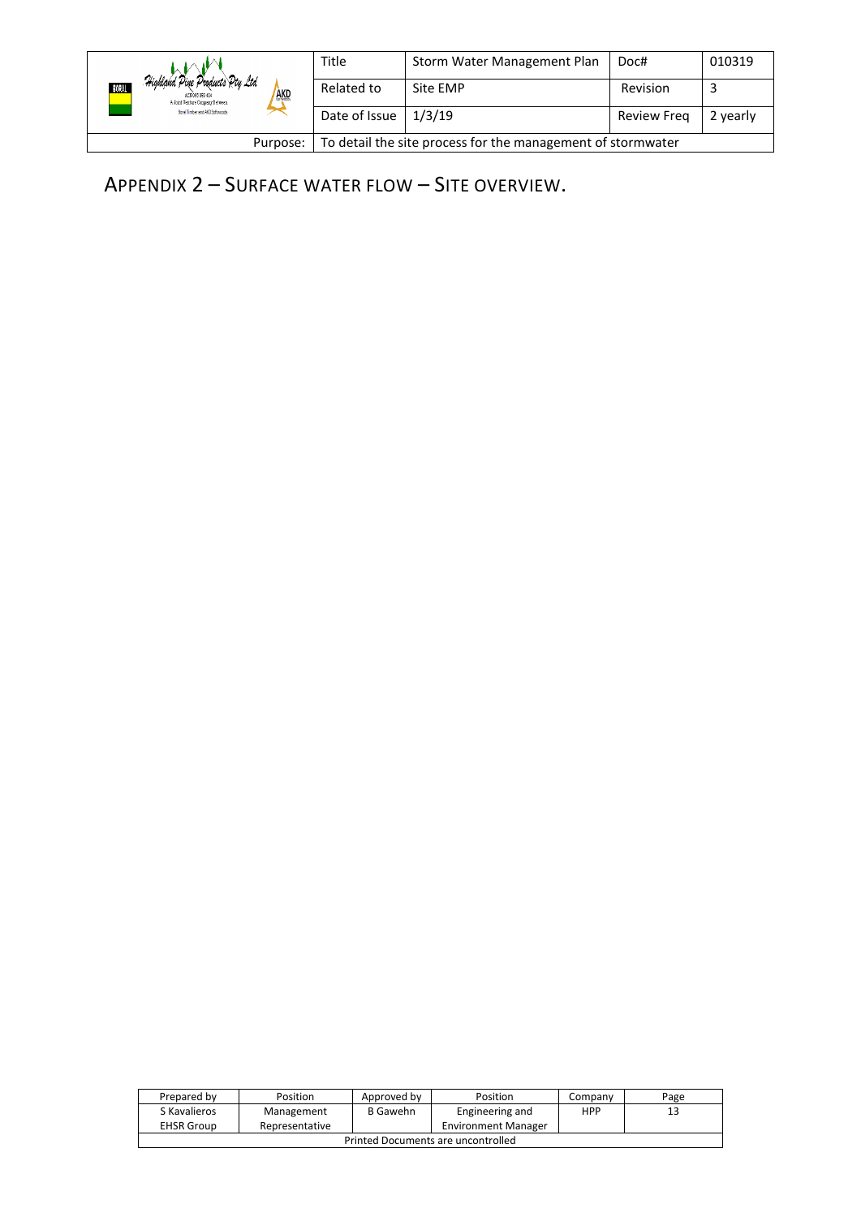# APPENDIX 2 – SURFACE WATER FLOW – SITE OVERVIEW.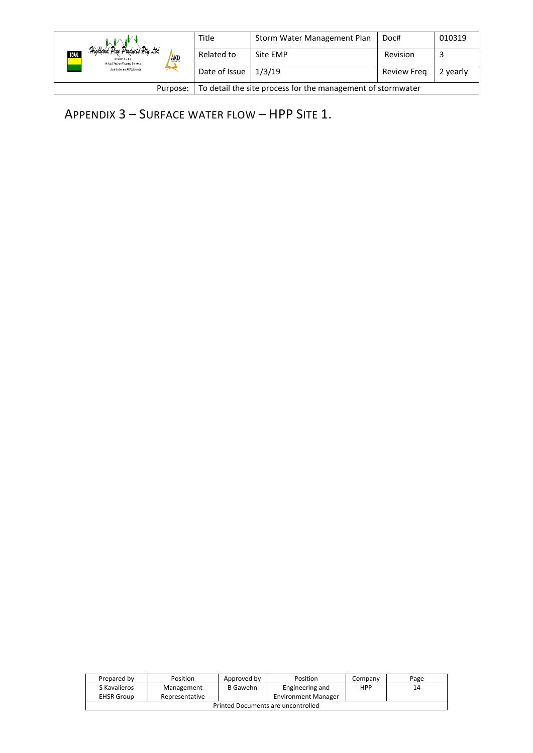# APPENDIX 3 – SURFACE WATER FLOW – HPP SITE 1.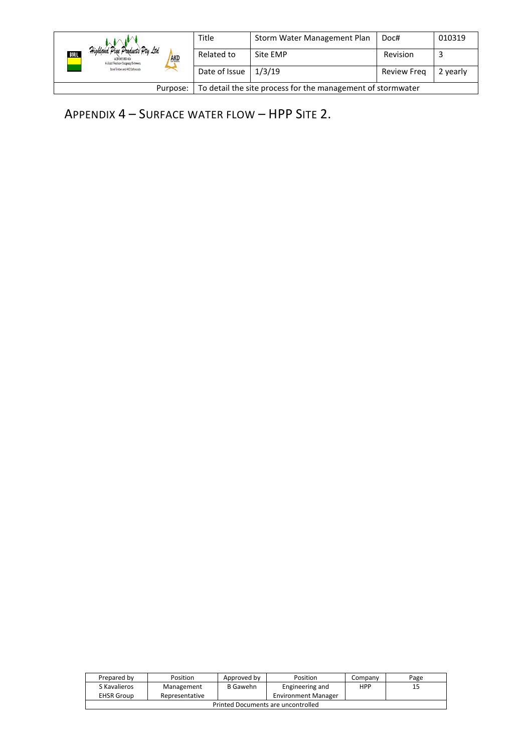# APPENDIX 4 – SURFACE WATER FLOW – HPP SITE 2.